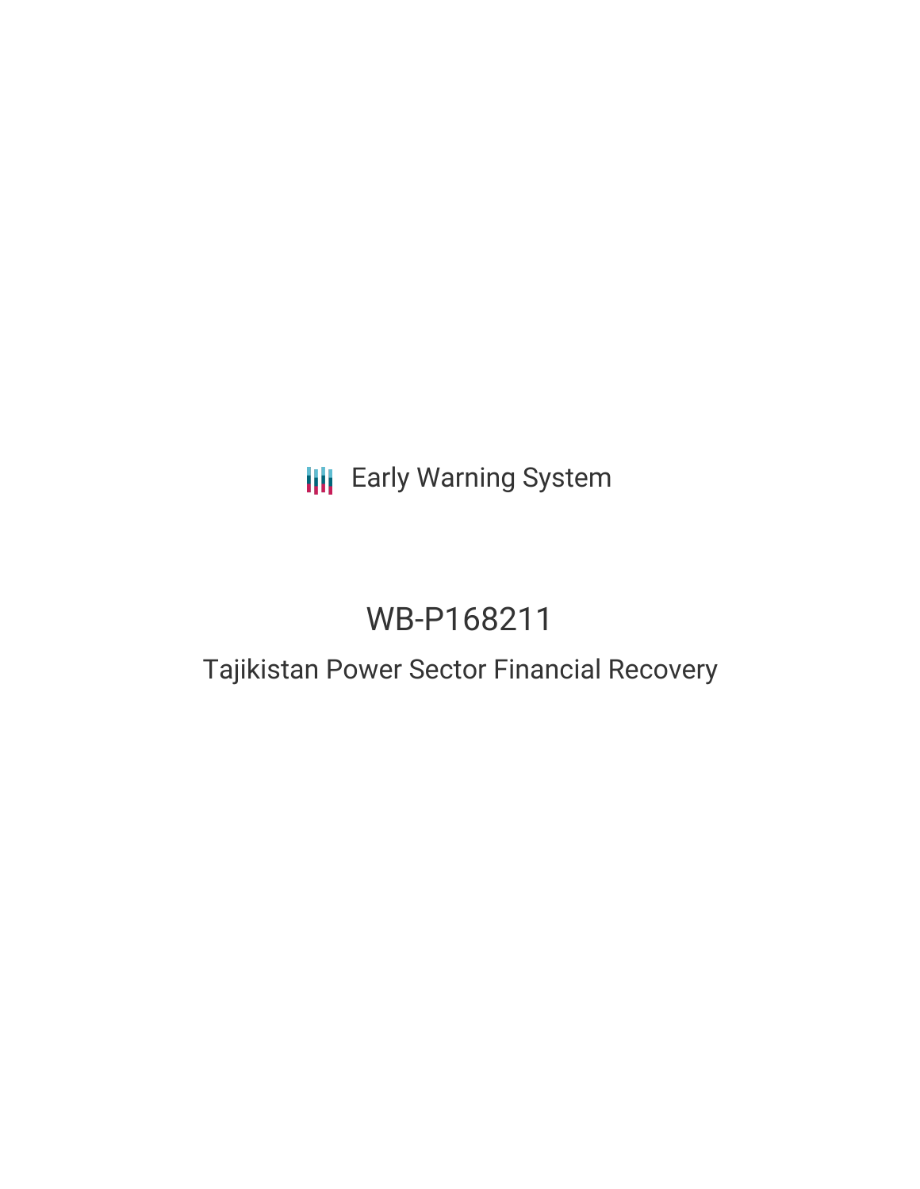Early Warning System

# WB-P168211

## Tajikistan Power Sector Financial Recovery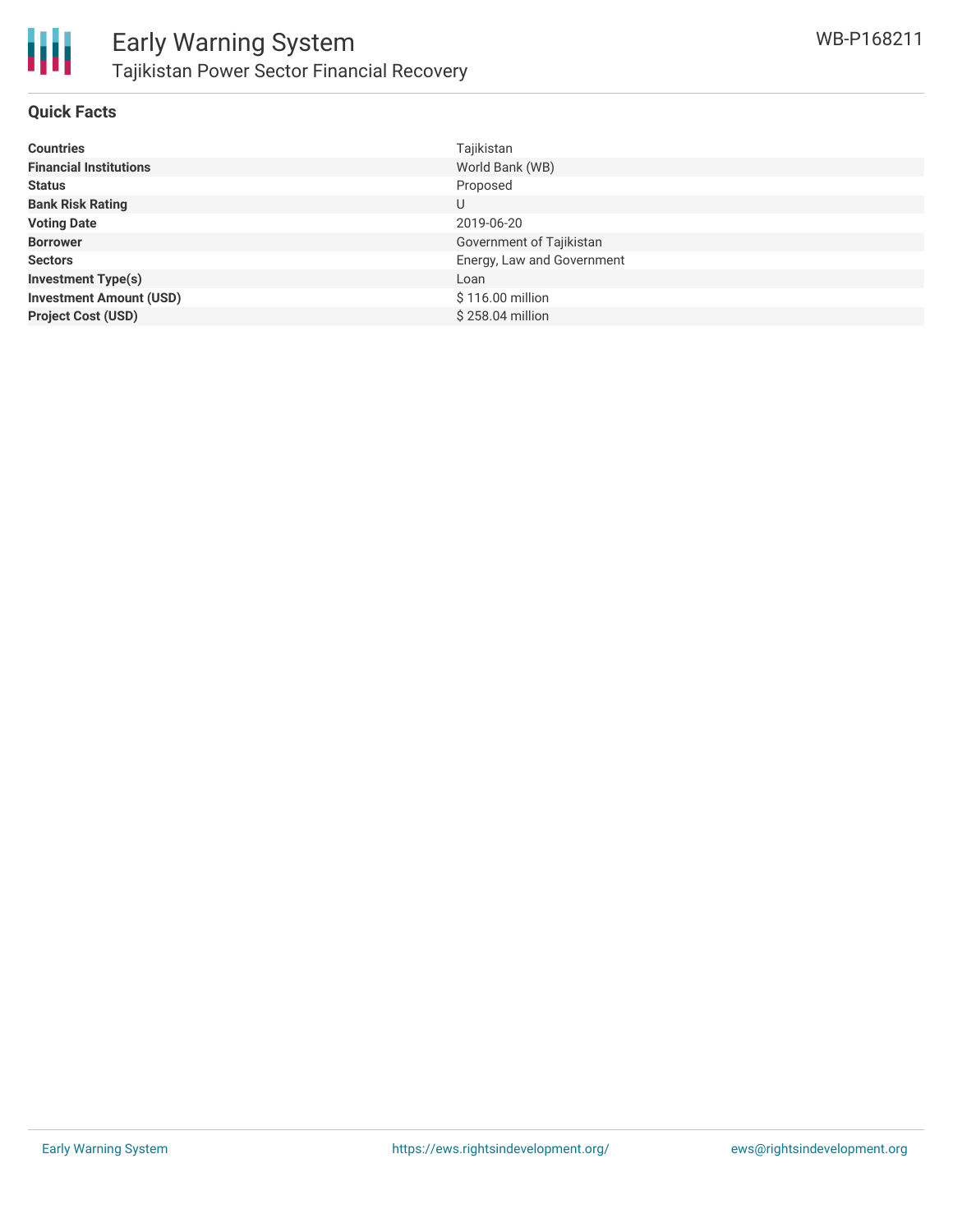## Quick Facts

| | |
|---|---|
| **Countries** | Tajikistan |
| **Financial Institutions** | World Bank (WB) |
| **Status** | Proposed |
| **Bank Risk Rating** | U |
| **Voting Date** | 2019-06-20 |
| **Borrower** | Government of Tajikistan |
| **Sectors** | Energy, Law and Government |
| **Investment Type(s)** | Loan |
| **Investment Amount (USD)** | $ 116.00 million |
| **Project Cost (USD)** | $ 258.04 million |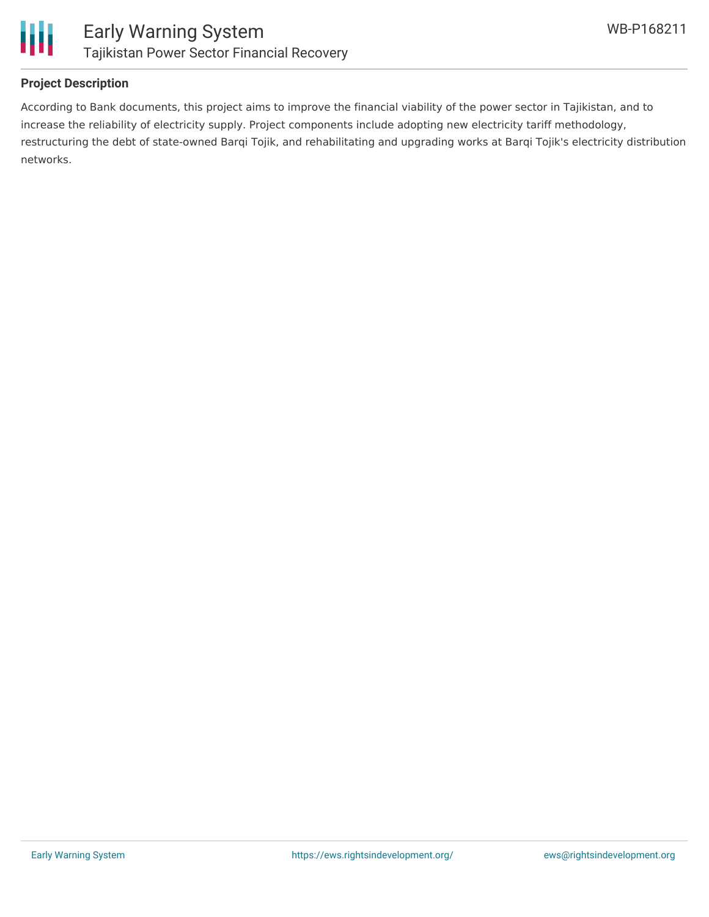## Project Description

According to Bank documents, this project aims to improve the financial viability of the power sector in Tajikistan, and to increase the reliability of electricity supply. Project components include adopting new electricity tariff methodology, restructuring the debt of state-owned Barqi Tojik, and rehabilitating and upgrading works at Barqi Tojik's electricity distribution networks.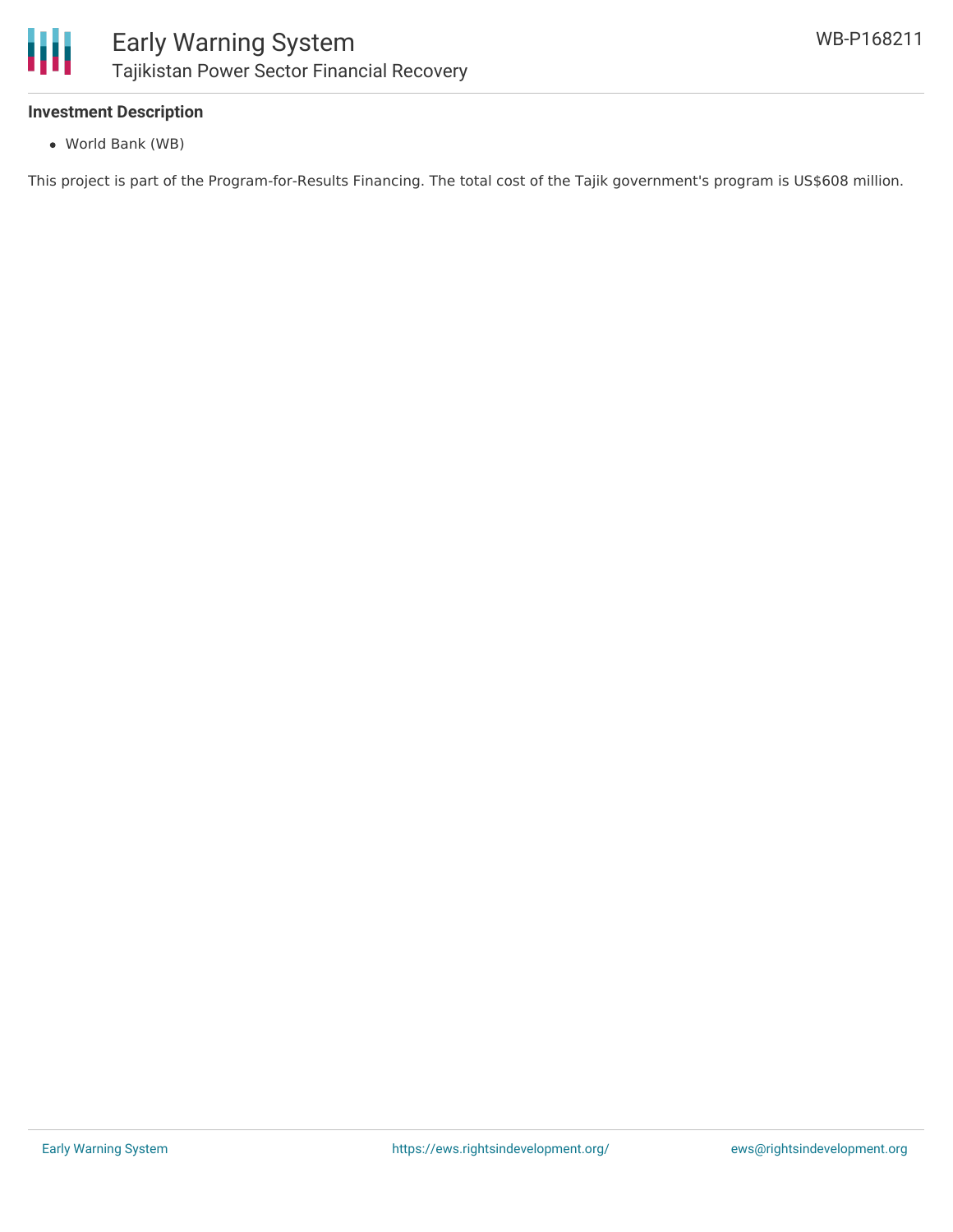### Investment Description

- World Bank (WB)

This project is part of the Program-for-Results Financing. The total cost of the Tajik government's program is US$608 million.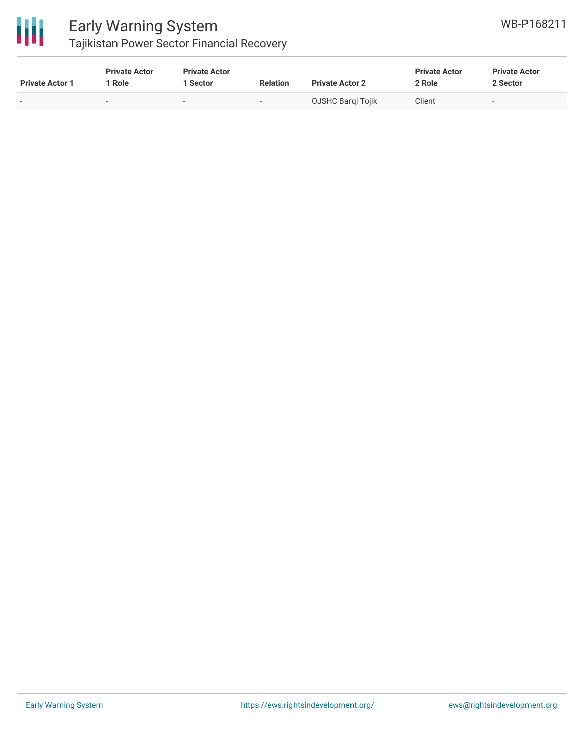| Private Actor 1 | Private Actor 1 Role | Private Actor 1 Sector | Relation | Private Actor 2 | Private Actor 2 Role | Private Actor 2 Sector |
|---|---|---|---|---|---|---|
| - | - | - | - | OJSHC Barqi Tojik | Client | - |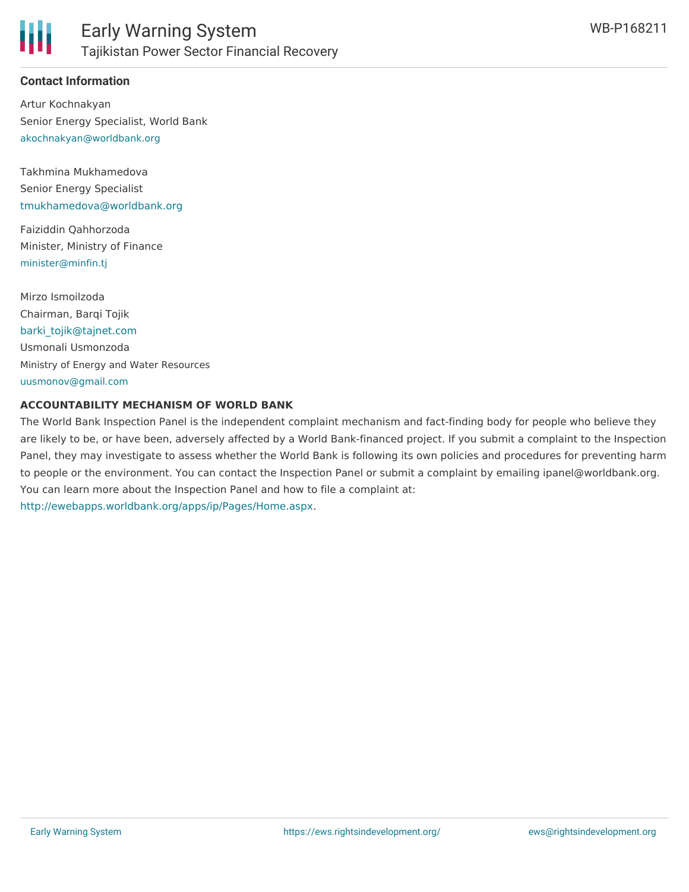**Contact Information**

Artur Kochnakyan
Senior Energy Specialist, World Bank
akochnakyan@worldbank.org

Takhmina Mukhamedova
Senior Energy Specialist
tmukhamedova@worldbank.org

Faiziddin Qahhorzoda
Minister, Ministry of Finance
minister@minfin.tj

Mirzo Ismoilzoda
Chairman, Barqi Tojik
barki_tojik@tajnet.com
Usmonali Usmonzoda
Ministry of Energy and Water Resources
uusmonov@gmail.com

**ACCOUNTABILITY MECHANISM OF WORLD BANK**

The World Bank Inspection Panel is the independent complaint mechanism and fact-finding body for people who believe they are likely to be, or have been, adversely affected by a World Bank-financed project. If you submit a complaint to the Inspection Panel, they may investigate to assess whether the World Bank is following its own policies and procedures for preventing harm to people or the environment. You can contact the Inspection Panel or submit a complaint by emailing ipanel@worldbank.org. You can learn more about the Inspection Panel and how to file a complaint at: http://ewebapps.worldbank.org/apps/ip/Pages/Home.aspx.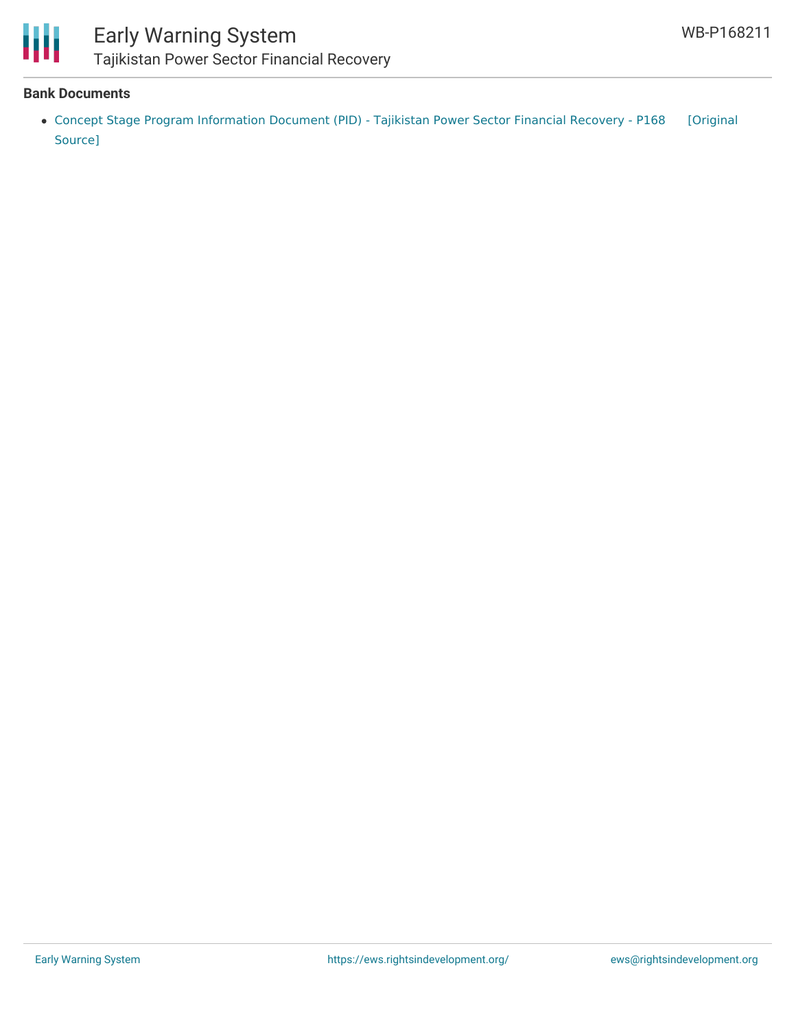**Bank Documents**

- Concept Stage Program Information Document (PID) - Tajikistan Power Sector Financial Recovery - P168 [Original Source]